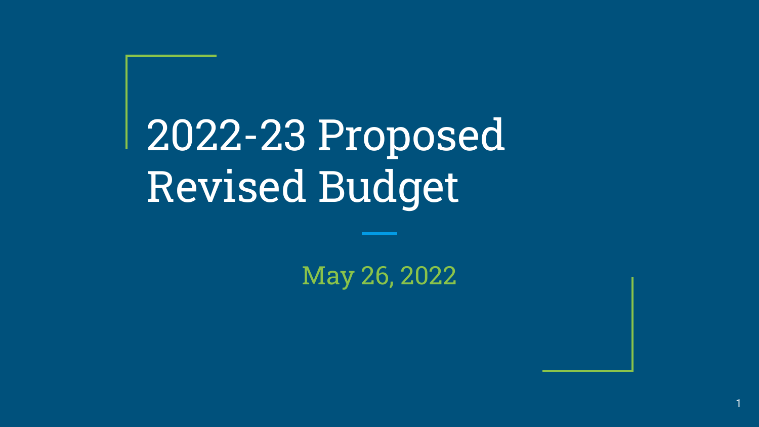# 2022-23 Proposed Revised Budget

May 26, 2022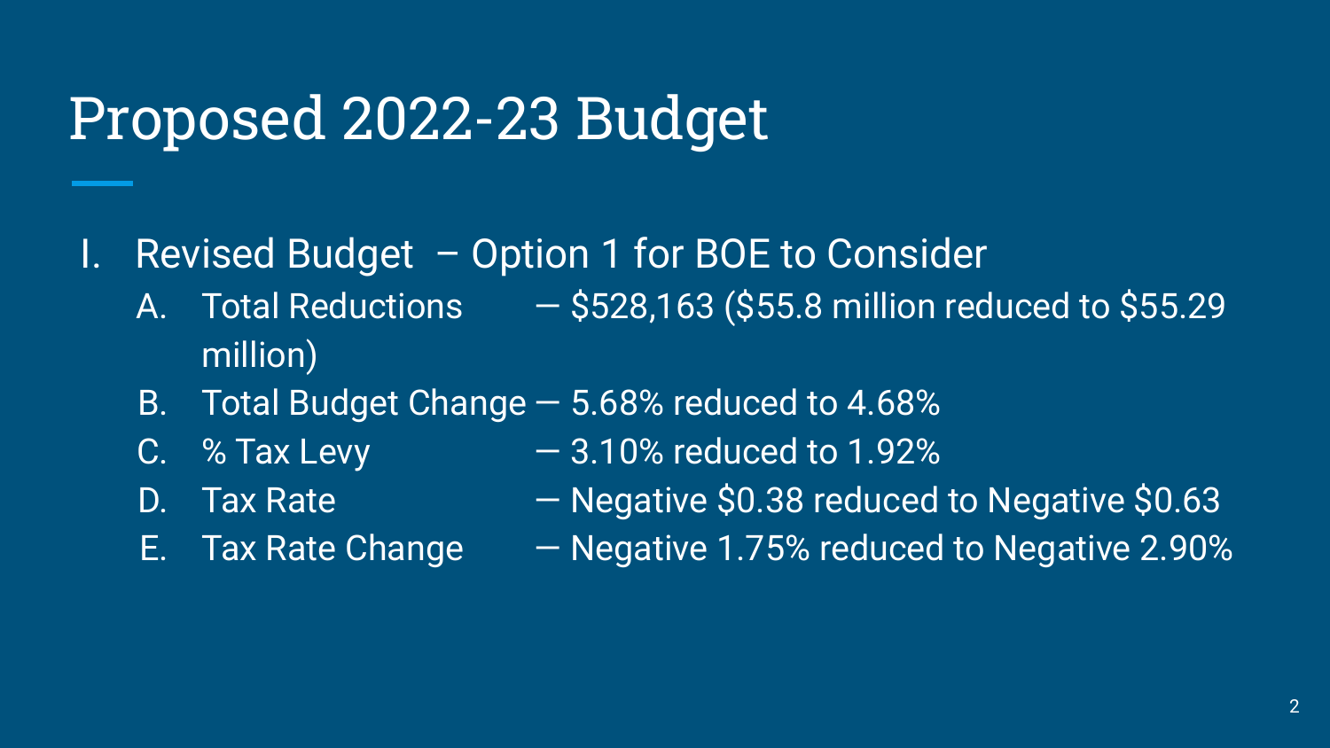# Proposed 2022-23 Budget

I. Revised Budget – Option 1 for BOE to Consider
   A. Total Reductions — $528,163 ($55.8 million reduced to $55.29 million)
   B. Total Budget Change — 5.68% reduced to 4.68%
   C. % Tax Levy — 3.10% reduced to 1.92%
   D. Tax Rate — Negative $0.38 reduced to Negative $0.63
   E. Tax Rate Change — Negative 1.75% reduced to Negative 2.90%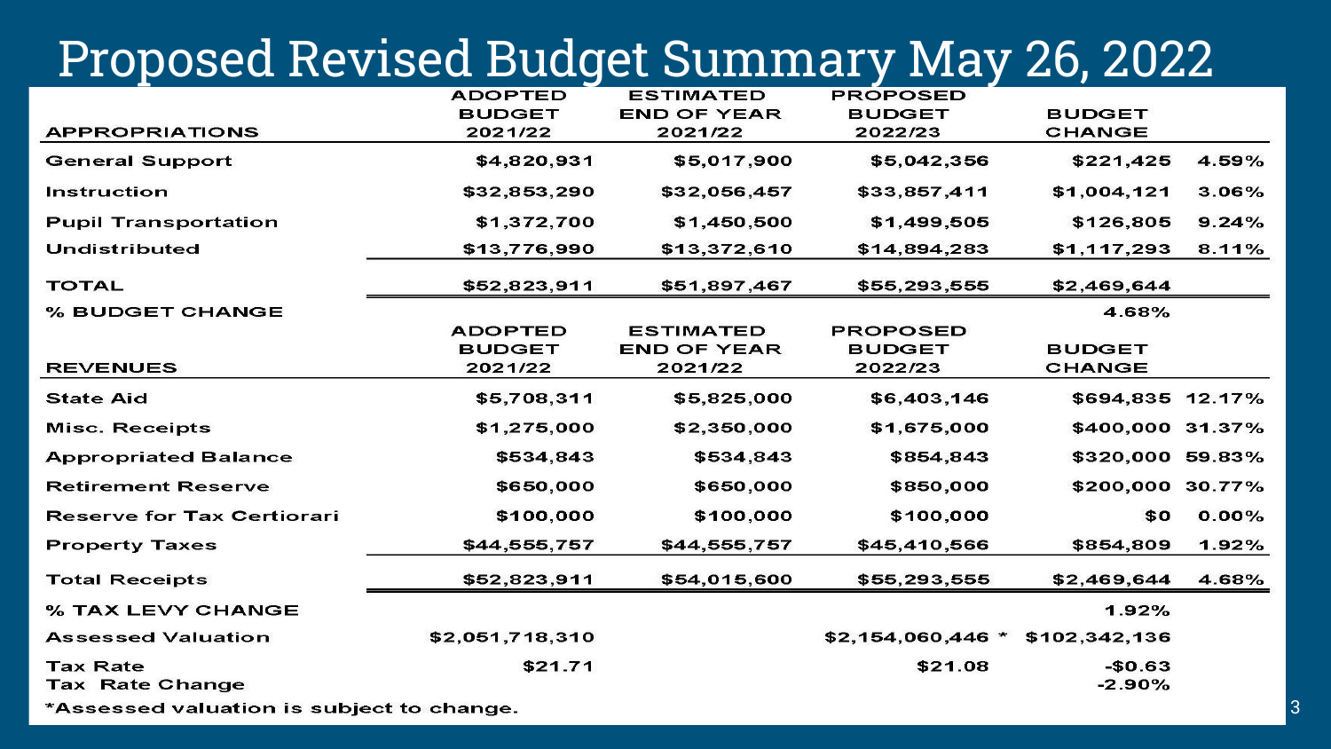# Proposed Revised Budget Summary May 26, 2022

| APPROPRIATIONS | ADOPTED BUDGET 2021/22 | ESTIMATED END OF YEAR 2021/22 | PROPOSED BUDGET 2022/23 | BUDGET CHANGE | |
|---|---|---|---|---|---|
| General Support | $4,820,931 | $5,017,900 | $5,042,356 | $221,425 | 4.59% |
| Instruction | $32,853,290 | $32,056,457 | $33,857,411 | $1,004,121 | 3.06% |
| Pupil Transportation | $1,372,700 | $1,450,500 | $1,499,505 | $126,805 | 9.24% |
| Undistributed | $13,776,990 | $13,372,610 | $14,894,283 | $1,117,293 | 8.11% |
| TOTAL | $52,823,911 | $51,897,467 | $55,293,555 | $2,469,644 | |
| % BUDGET CHANGE | | | | 4.68% | |

| REVENUES | ADOPTED BUDGET 2021/22 | ESTIMATED END OF YEAR 2021/22 | PROPOSED BUDGET 2022/23 | BUDGET CHANGE | |
|---|---|---|---|---|---|
| State Aid | $5,708,311 | $5,825,000 | $6,403,146 | $694,835 | 12.17% |
| Misc. Receipts | $1,275,000 | $2,350,000 | $1,675,000 | $400,000 | 31.37% |
| Appropriated Balance | $534,843 | $534,843 | $854,843 | $320,000 | 59.83% |
| Retirement Reserve | $650,000 | $650,000 | $850,000 | $200,000 | 30.77% |
| Reserve for Tax Certiorari | $100,000 | $100,000 | $100,000 | $0 | 0.00% |
| Property Taxes | $44,555,757 | $44,555,757 | $45,410,566 | $854,809 | 1.92% |
| Total Receipts | $52,823,911 | $54,015,600 | $55,293,555 | $2,469,644 | 4.68% |
| % TAX LEVY CHANGE | | | | 1.92% | |
| Assessed Valuation | $2,051,718,310 | | $2,154,060,446 * | $102,342,136 | |
| Tax Rate | $21.71 | | $21.08 | -$0.63 | |
| Tax Rate Change | | | | -2.90% | |

*Assessed valuation is subject to change.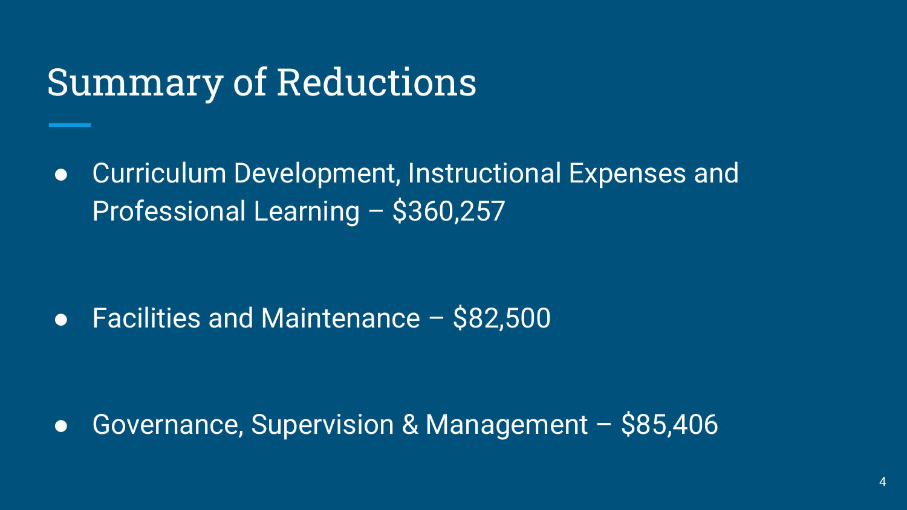# Summary of Reductions

- Curriculum Development, Instructional Expenses and Professional Learning – $360,257

- Facilities and Maintenance – $82,500

- Governance, Supervision & Management – $85,406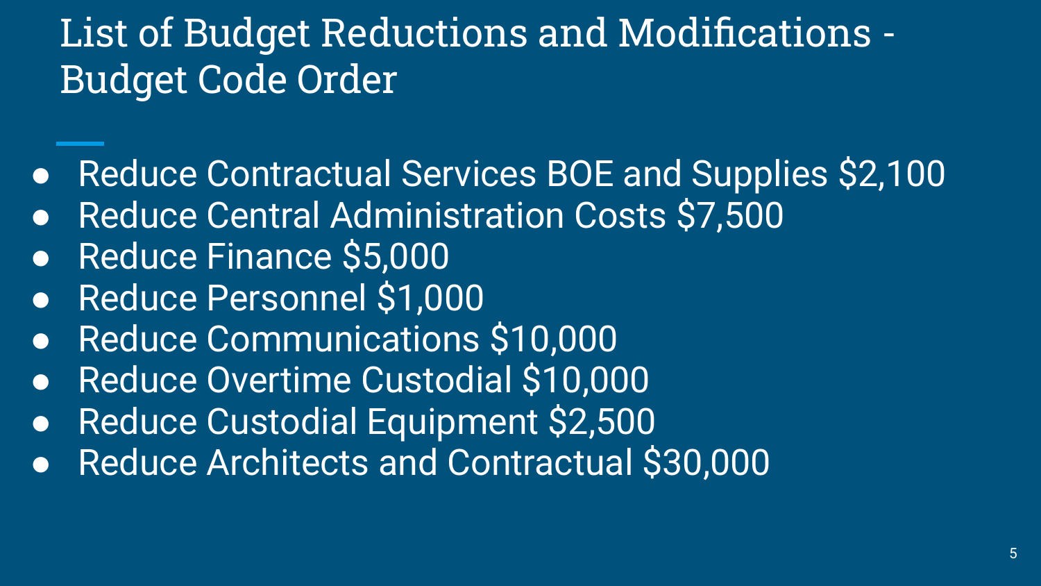# List of Budget Reductions and Modifications - Budget Code Order

- Reduce Contractual Services BOE and Supplies $2,100
- Reduce Central Administration Costs $7,500
- Reduce Finance $5,000
- Reduce Personnel $1,000
- Reduce Communications $10,000
- Reduce Overtime Custodial $10,000
- Reduce Custodial Equipment $2,500
- Reduce Architects and Contractual $30,000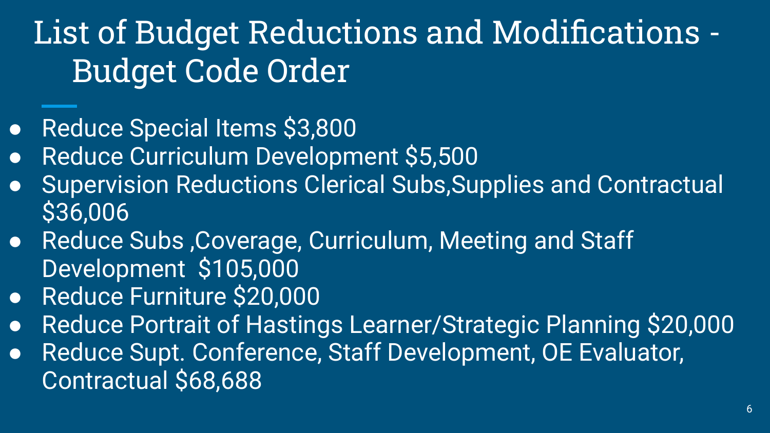# List of Budget Reductions and Modifications - Budget Code Order

- Reduce Special Items $3,800
- Reduce Curriculum Development $5,500
- Supervision Reductions Clerical Subs,Supplies and Contractual $36,006
- Reduce Subs ,Coverage, Curriculum, Meeting and Staff Development $105,000
- Reduce Furniture $20,000
- Reduce Portrait of Hastings Learner/Strategic Planning $20,000
- Reduce Supt. Conference, Staff Development, OE Evaluator, Contractual $68,688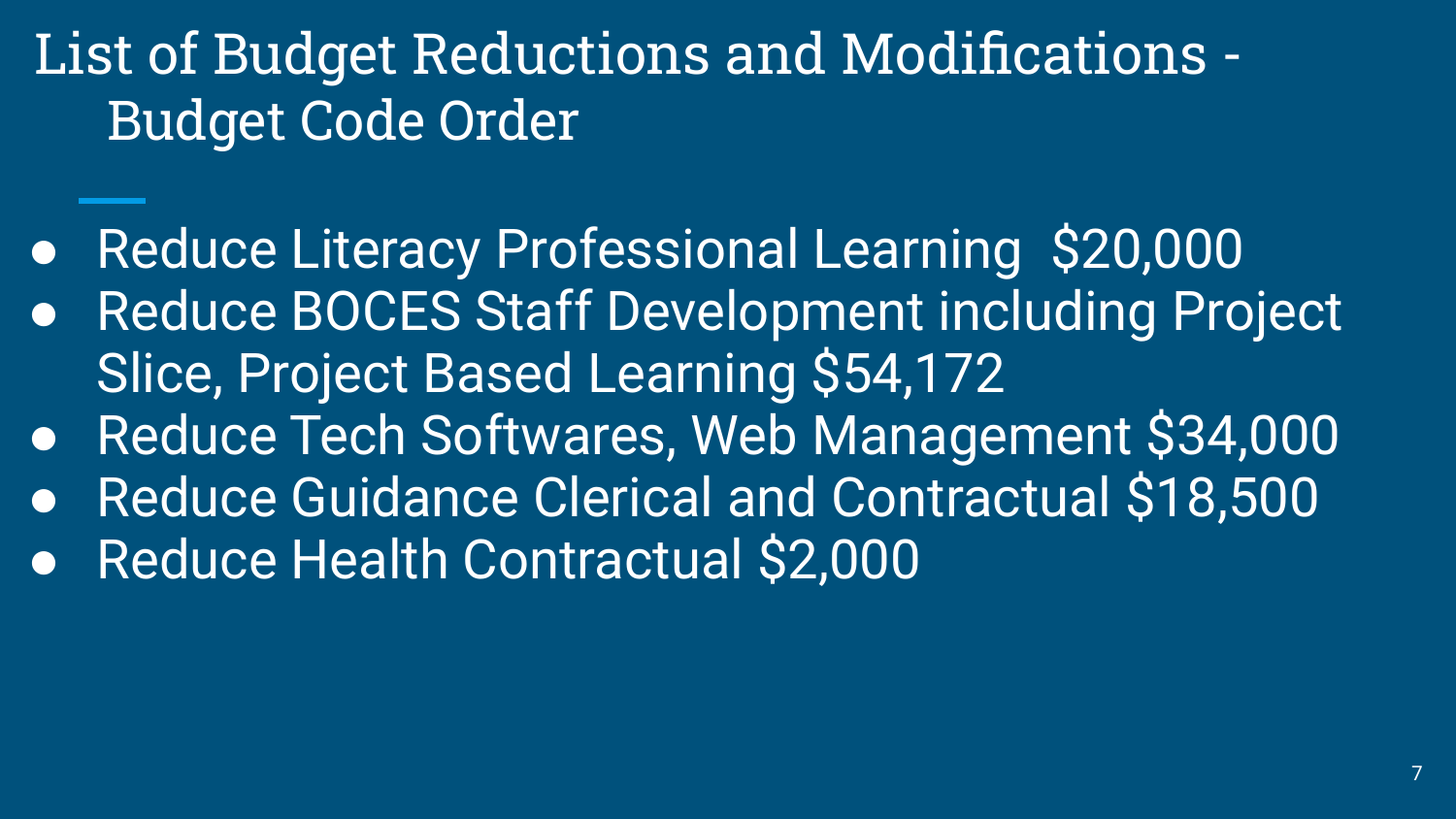# List of Budget Reductions and Modifications - Budget Code Order

- Reduce Literacy Professional Learning  $20,000
- Reduce BOCES Staff Development including Project Slice, Project Based Learning $54,172
- Reduce Tech Softwares, Web Management $34,000
- Reduce Guidance Clerical and Contractual $18,500
- Reduce Health Contractual $2,000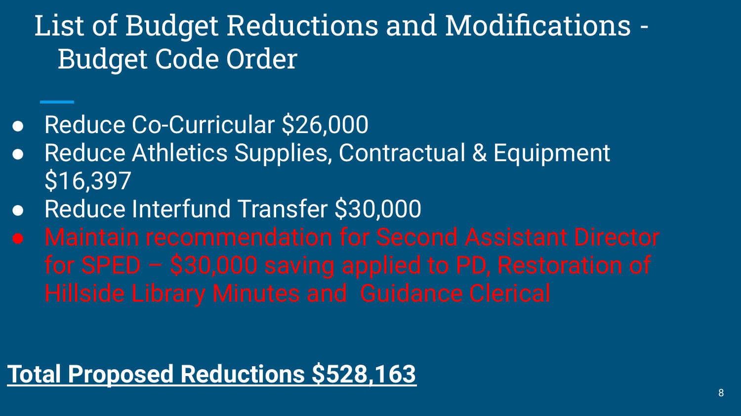# List of Budget Reductions and Modifications - Budget Code Order

- Reduce Co-Curricular $26,000
- Reduce Athletics Supplies, Contractual & Equipment $16,397
- Reduce Interfund Transfer $30,000
- Maintain recommendation for Second Assistant Director for SPED – $30,000 saving applied to PD, Restoration of Hillside Library Minutes and Guidance Clerical

**Total Proposed Reductions $528,163**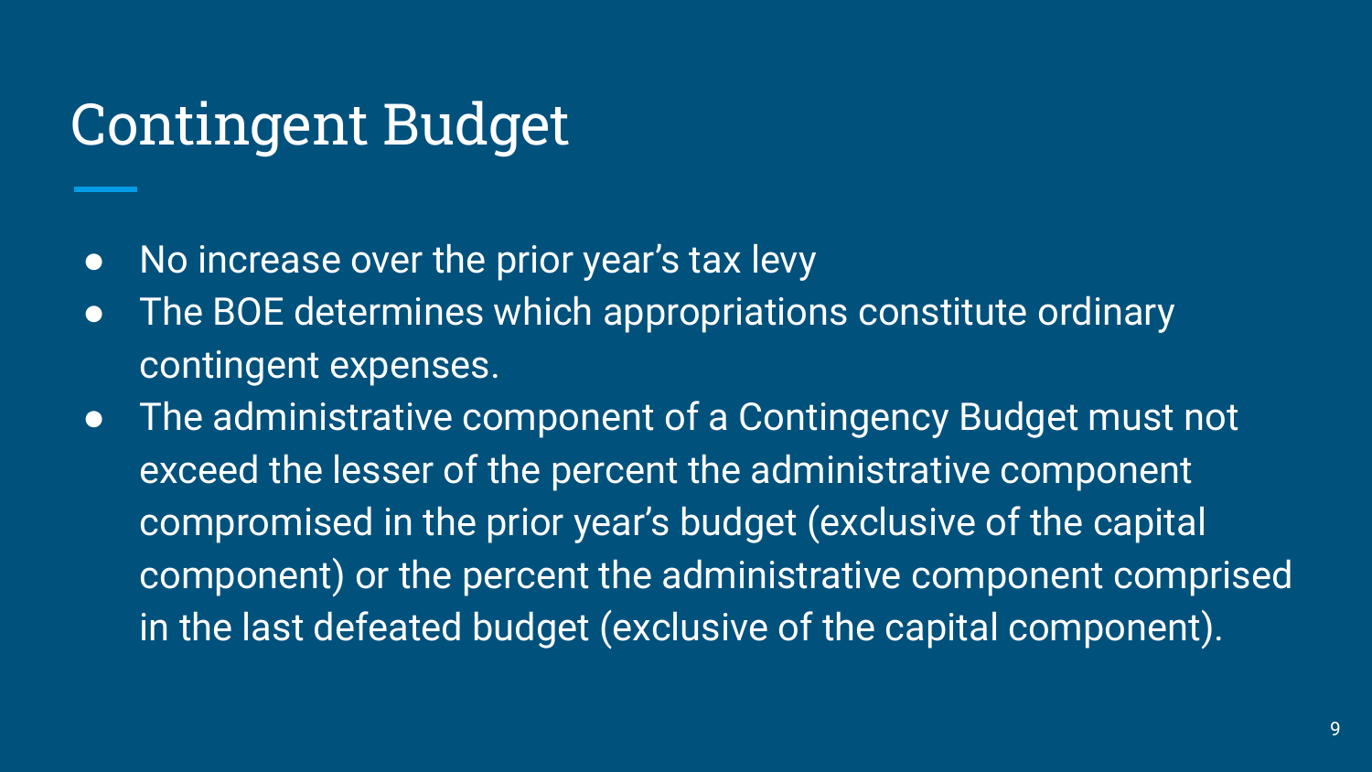# Contingent Budget

- No increase over the prior year's tax levy
- The BOE determines which appropriations constitute ordinary contingent expenses.
- The administrative component of a Contingency Budget must not exceed the lesser of the percent the administrative component compromised in the prior year's budget (exclusive of the capital component) or the percent the administrative component comprised in the last defeated budget (exclusive of the capital component).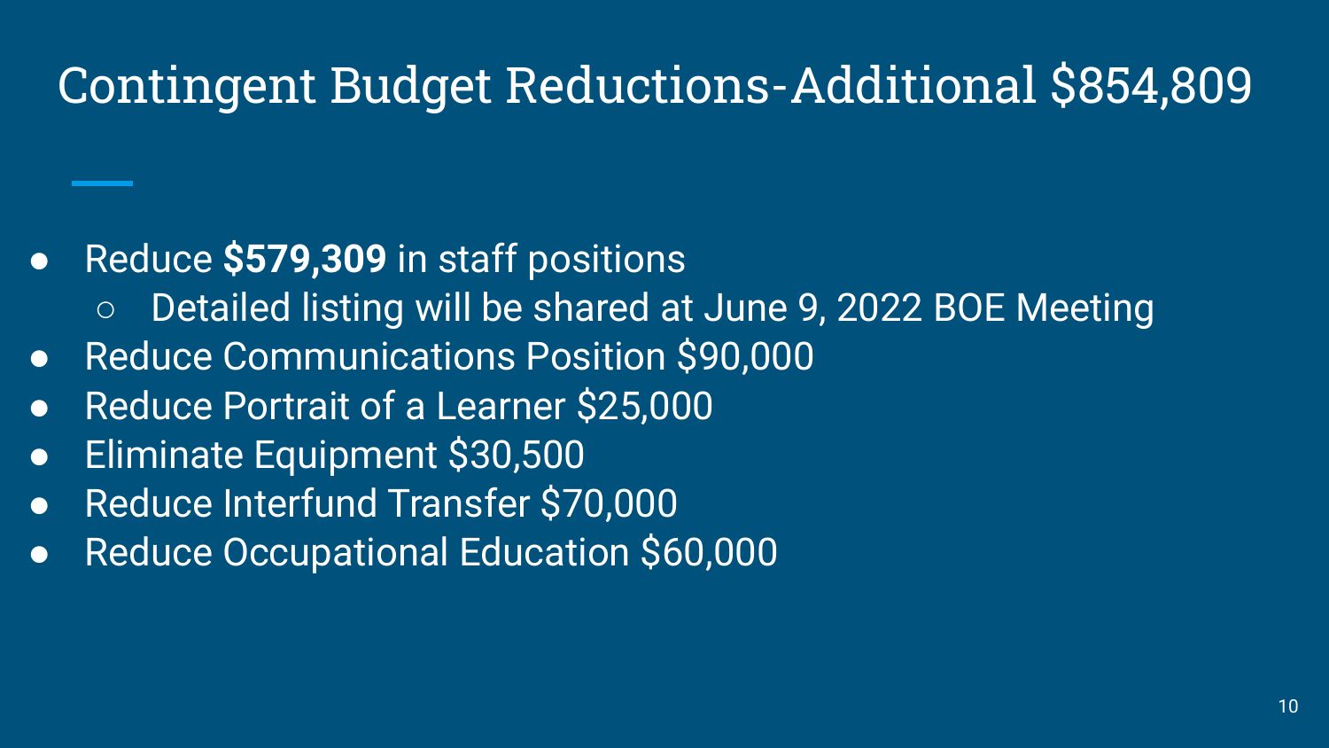# Contingent Budget Reductions-Additional $854,809

- Reduce **$579,309** in staff positions
  - Detailed listing will be shared at June 9, 2022 BOE Meeting
- Reduce Communications Position $90,000
- Reduce Portrait of a Learner $25,000
- Eliminate Equipment $30,500
- Reduce Interfund Transfer $70,000
- Reduce Occupational Education $60,000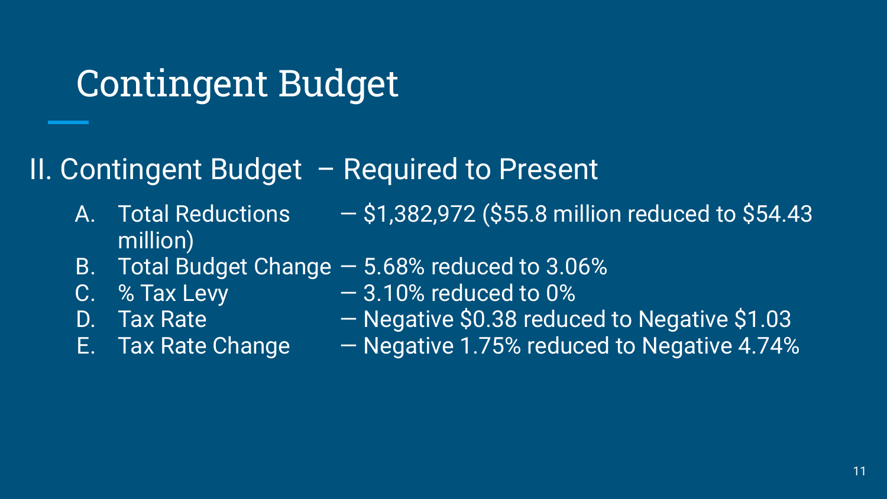# Contingent Budget

## II. Contingent Budget – Required to Present

A. Total Reductions — $1,382,972 ($55.8 million reduced to $54.43 million)
B. Total Budget Change — 5.68% reduced to 3.06%
C. % Tax Levy — 3.10% reduced to 0%
D. Tax Rate — Negative $0.38 reduced to Negative $1.03
E. Tax Rate Change — Negative 1.75% reduced to Negative 4.74%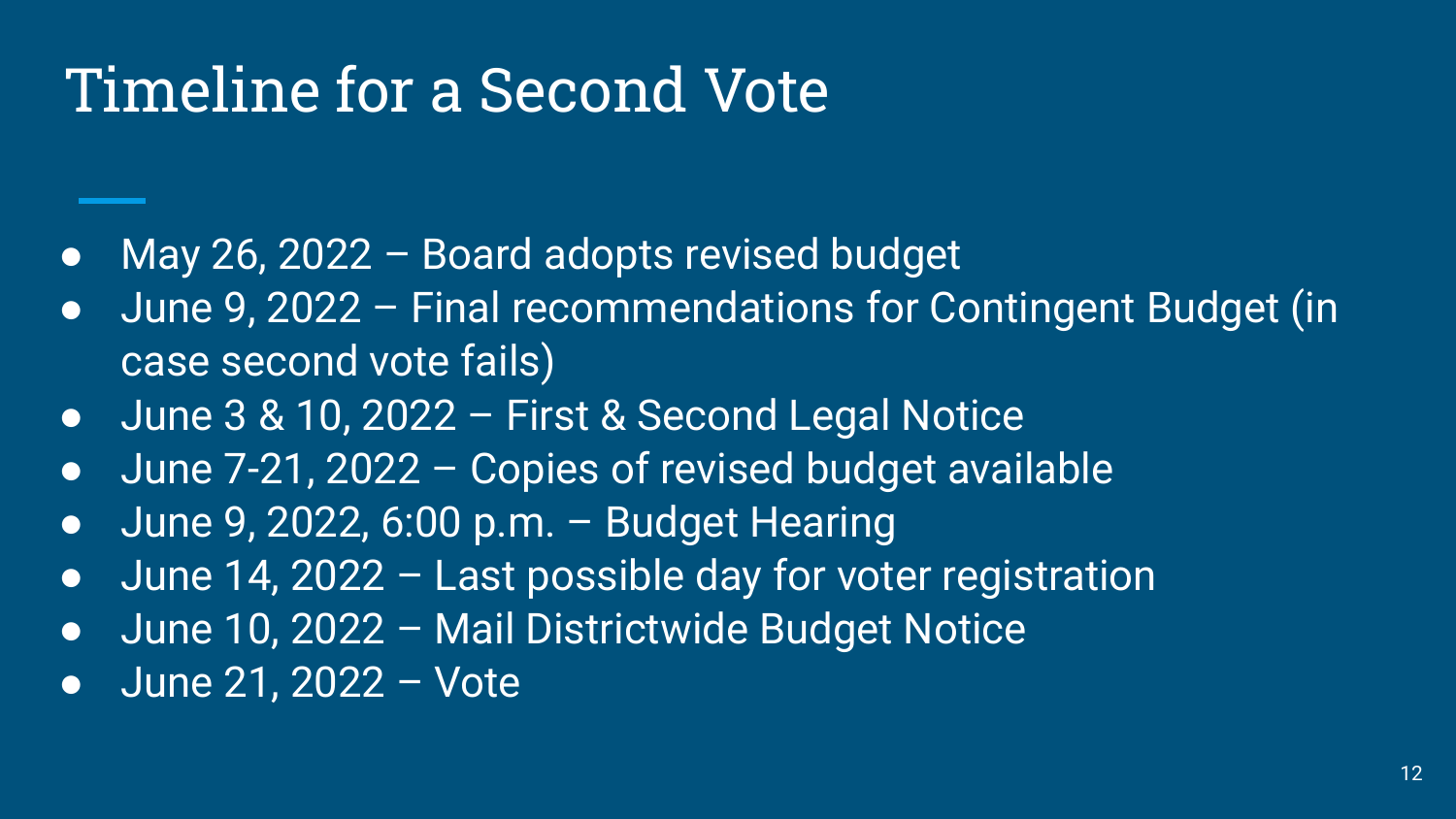# Timeline for a Second Vote

- May 26, 2022 – Board adopts revised budget
- June 9, 2022 – Final recommendations for Contingent Budget (in case second vote fails)
- June 3 & 10, 2022 – First & Second Legal Notice
- June 7-21, 2022 – Copies of revised budget available
- June 9, 2022, 6:00 p.m. – Budget Hearing
- June 14, 2022 – Last possible day for voter registration
- June 10, 2022 – Mail Districtwide Budget Notice
- June 21, 2022 – Vote